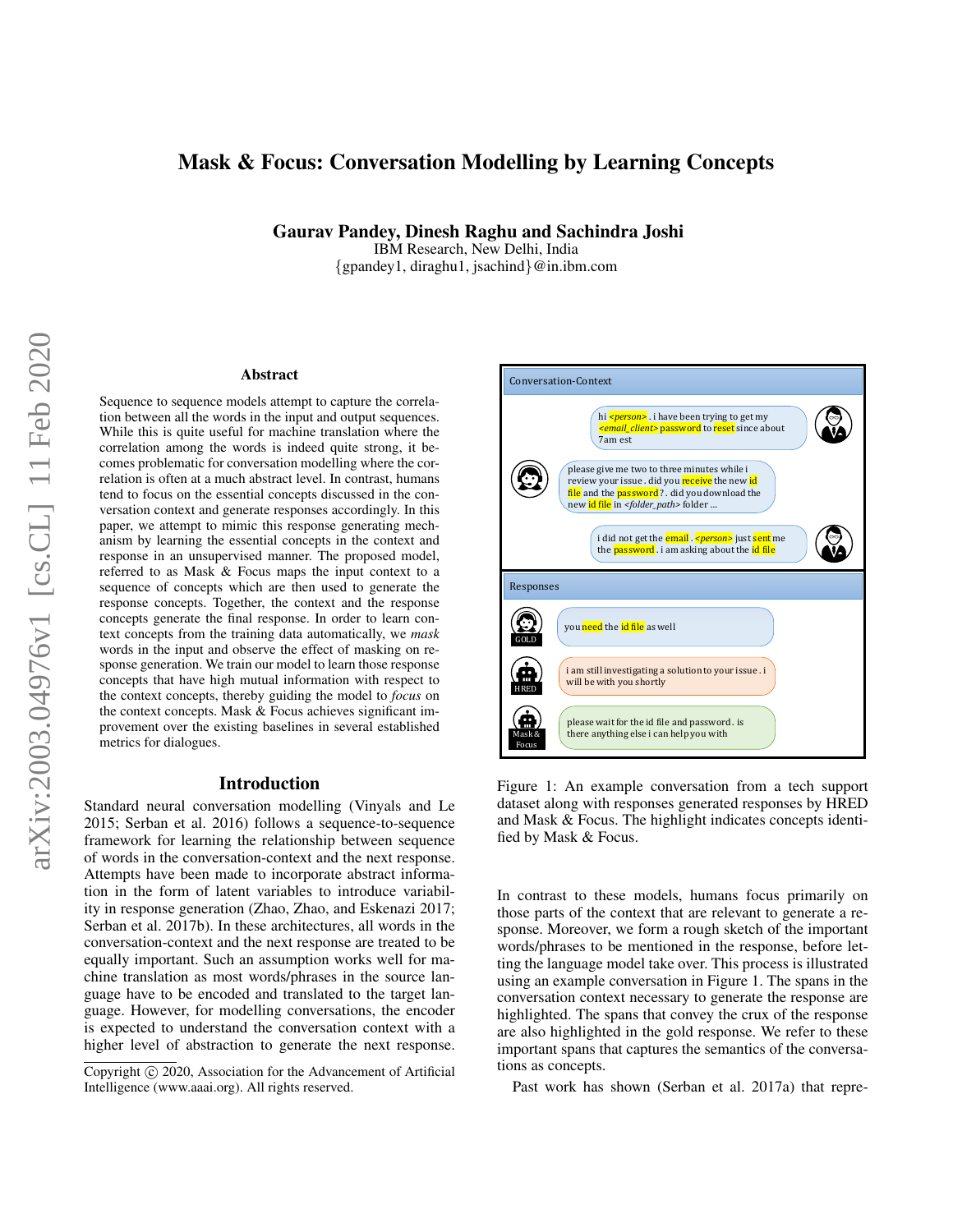# Mask & Focus: Conversation Modelling by Learning Concepts

**Gaurav Pandey, Dinesh Raghu and Sachindra Joshi**
IBM Research, New Delhi, India
{gpandey1, diraghu1, jsachind}@in.ibm.com

### Abstract

Sequence to sequence models attempt to capture the correlation between all the words in the input and output sequences. While this is quite useful for machine translation where the correlation among the words is indeed quite strong, it becomes problematic for conversation modelling where the correlation is often at a much abstract level. In contrast, humans tend to focus on the essential concepts discussed in the conversation context and generate responses accordingly. In this paper, we attempt to mimic this response generating mechanism by learning the essential concepts in the context and response in an unsupervised manner. The proposed model, referred to as Mask & Focus maps the input context to a sequence of concepts which are then used to generate the response concepts. Together, the context and the response concepts generate the final response. In order to learn context concepts from the training data automatically, we *mask* words in the input and observe the effect of masking on response generation. We train our model to learn those response concepts that have high mutual information with respect to the context concepts, thereby guiding the model to *focus* on the context concepts. Mask & Focus achieves significant improvement over the existing baselines in several established metrics for dialogues.

## Introduction

Standard neural conversation modelling (Vinyals and Le 2015; Serban et al. 2016) follows a sequence-to-sequence framework for learning the relationship between sequence of words in the conversation-context and the next response. Attempts have been made to incorporate abstract information in the form of latent variables to introduce variability in response generation (Zhao, Zhao, and Eskenazi 2017; Serban et al. 2017b). In these architectures, all words in the conversation-context and the next response are treated to be equally important. Such an assumption works well for machine translation as most words/phrases in the source language have to be encoded and translated to the target language. However, for modelling conversations, the encoder is expected to understand the conversation context with a higher level of abstraction to generate the next response.

Conversation-Context

hi *<person>* . i have been trying to get my *<email_client>* password to reset since about 7am est

please give me two to three minutes while i review your issue . did you receive the new id file and the password ? . did you download the new id file in *<folder_path>* folder ...

i did not get the email . *<person>* just sent me the password . i am asking about the id file

Responses

GOLD: you need the id file as well

HRED: i am still investigating a solution to your issue . i will be with you shortly

Mask & Focus: please wait for the id file and password . is there anything else i can help you with

Figure 1: An example conversation from a tech support dataset along with responses generated responses by HRED and Mask & Focus. The highlight indicates concepts identified by Mask & Focus.

In contrast to these models, humans focus primarily on those parts of the context that are relevant to generate a response. Moreover, we form a rough sketch of the important words/phrases to be mentioned in the response, before letting the language model take over. This process is illustrated using an example conversation in Figure 1. The spans in the conversation context necessary to generate the response are highlighted. The spans that convey the crux of the response are also highlighted in the gold response. We refer to these important spans that captures the semantics of the conversations as concepts.

Past work has shown (Serban et al. 2017a) that repre-

Copyright © 2020, Association for the Advancement of Artificial Intelligence (www.aaai.org). All rights reserved.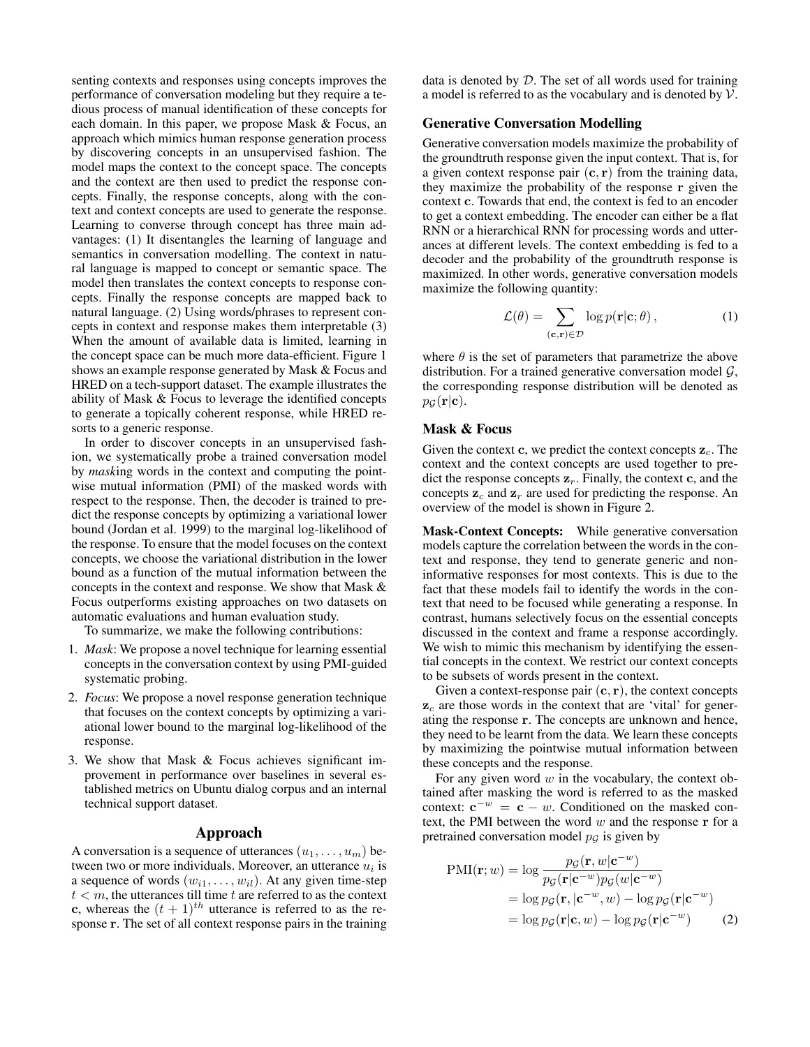senting contexts and responses using concepts improves the performance of conversation modeling but they require a tedious process of manual identification of these concepts for each domain. In this paper, we propose Mask & Focus, an approach which mimics human response generation process by discovering concepts in an unsupervised fashion. The model maps the context to the concept space. The concepts and the context are then used to predict the response concepts. Finally, the response concepts, along with the context and context concepts are used to generate the response. Learning to converse through concept has three main advantages: (1) It disentangles the learning of language and semantics in conversation modelling. The context in natural language is mapped to concept or semantic space. The model then translates the context concepts to response concepts. Finally the response concepts are mapped back to natural language. (2) Using words/phrases to represent concepts in context and response makes them interpretable (3) When the amount of available data is limited, learning in the concept space can be much more data-efficient. Figure 1 shows an example response generated by Mask & Focus and HRED on a tech-support dataset. The example illustrates the ability of Mask & Focus to leverage the identified concepts to generate a topically coherent response, while HRED resorts to a generic response.

In order to discover concepts in an unsupervised fashion, we systematically probe a trained conversation model by *mask*ing words in the context and computing the pointwise mutual information (PMI) of the masked words with respect to the response. Then, the decoder is trained to predict the response concepts by optimizing a variational lower bound (Jordan et al. 1999) to the marginal log-likelihood of the response. To ensure that the model focuses on the context concepts, we choose the variational distribution in the lower bound as a function of the mutual information between the concepts in the context and response. We show that Mask & Focus outperforms existing approaches on two datasets on automatic evaluations and human evaluation study.

To summarize, we make the following contributions:

1. *Mask*: We propose a novel technique for learning essential concepts in the conversation context by using PMI-guided systematic probing.
2. *Focus*: We propose a novel response generation technique that focuses on the context concepts by optimizing a variational lower bound to the marginal log-likelihood of the response.
3. We show that Mask & Focus achieves significant improvement in performance over baselines in several established metrics on Ubuntu dialog corpus and an internal technical support dataset.

## Approach

A conversation is a sequence of utterances $(u_1, \ldots, u_m)$ between two or more individuals. Moreover, an utterance $u_i$ is a sequence of words $(w_{i1}, \ldots, w_{il})$. At any given time-step $t < m$, the utterances till time $t$ are referred to as the context $\mathbf{c}$, whereas the $(t+1)^{th}$ utterance is referred to as the response $\mathbf{r}$. The set of all context response pairs in the training data is denoted by $\mathcal{D}$. The set of all words used for training a model is referred to as the vocabulary and is denoted by $\mathcal{V}$.

### Generative Conversation Modelling

Generative conversation models maximize the probability of the groundtruth response given the input context. That is, for a given context response pair $(\mathbf{c}, \mathbf{r})$ from the training data, they maximize the probability of the response $\mathbf{r}$ given the context $\mathbf{c}$. Towards that end, the context is fed to an encoder to get a context embedding. The encoder can either be a flat RNN or a hierarchical RNN for processing words and utterances at different levels. The context embedding is fed to a decoder and the probability of the groundtruth response is maximized. In other words, generative conversation models maximize the following quantity:

$$\mathcal{L}(\theta) = \sum_{(\mathbf{c},\mathbf{r}) \in \mathcal{D}} \log p(\mathbf{r}|\mathbf{c}; \theta), \tag{1}$$

where $\theta$ is the set of parameters that parametrize the above distribution. For a trained generative conversation model $\mathcal{G}$, the corresponding response distribution will be denoted as $p_{\mathcal{G}}(\mathbf{r}|\mathbf{c})$.

### Mask & Focus

Given the context $\mathbf{c}$, we predict the context concepts $\mathbf{z}_c$. The context and the context concepts are used together to predict the response concepts $\mathbf{z}_r$. Finally, the context $\mathbf{c}$, and the concepts $\mathbf{z}_c$ and $\mathbf{z}_r$ are used for predicting the response. An overview of the model is shown in Figure 2.

**Mask-Context Concepts:** While generative conversation models capture the correlation between the words in the context and response, they tend to generate generic and non-informative responses for most contexts. This is due to the fact that these models fail to identify the words in the context that need to be focused while generating a response. In contrast, humans selectively focus on the essential concepts discussed in the context and frame a response accordingly. We wish to mimic this mechanism by identifying the essential concepts in the context. We restrict our context concepts to be subsets of words present in the context.

Given a context-response pair $(\mathbf{c}, \mathbf{r})$, the context concepts $\mathbf{z}_c$ are those words in the context that are 'vital' for generating the response $\mathbf{r}$. The concepts are unknown and hence, they need to be learnt from the data. We learn these concepts by maximizing the pointwise mutual information between these concepts and the response.

For any given word $w$ in the vocabulary, the context obtained after masking the word is referred to as the masked context: $\mathbf{c}^{-w} = \mathbf{c} - w$. Conditioned on the masked context, the PMI between the word $w$ and the response $\mathbf{r}$ for a pretrained conversation model $p_{\mathcal{G}}$ is given by

$$\begin{aligned}
\text{PMI}(\mathbf{r}; w) &= \log \frac{p_{\mathcal{G}}(\mathbf{r}, w|\mathbf{c}^{-w})}{p_{\mathcal{G}}(\mathbf{r}|\mathbf{c}^{-w}) p_{\mathcal{G}}(w|\mathbf{c}^{-w})} \\
&= \log p_{\mathcal{G}}(\mathbf{r}, |\mathbf{c}^{-w}, w) - \log p_{\mathcal{G}}(\mathbf{r}|\mathbf{c}^{-w}) \\
&= \log p_{\mathcal{G}}(\mathbf{r}|\mathbf{c}, w) - \log p_{\mathcal{G}}(\mathbf{r}|\mathbf{c}^{-w})
\end{aligned} \tag{2}$$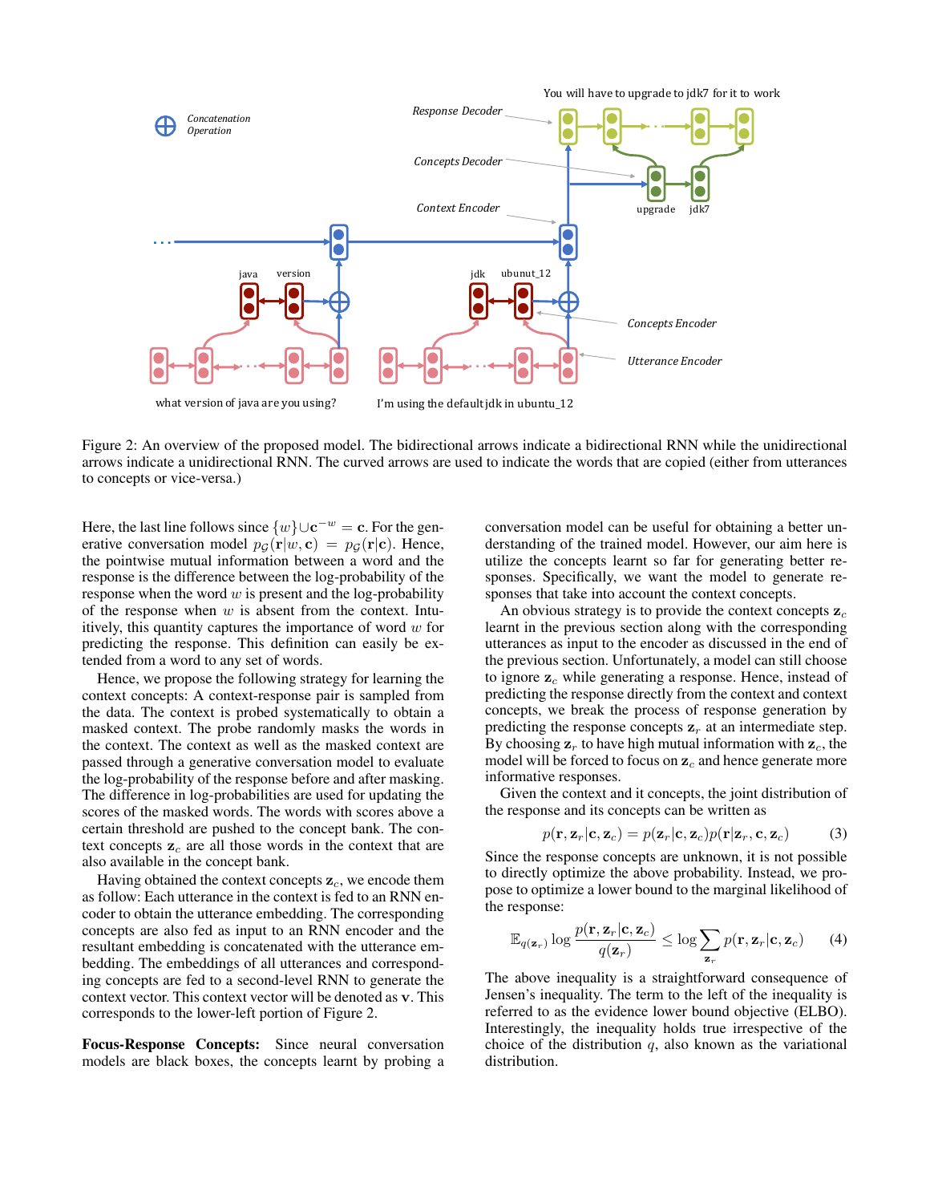Figure 2: An overview of the proposed model. The bidirectional arrows indicate a bidirectional RNN while the unidirectional arrows indicate a unidirectional RNN. The curved arrows are used to indicate the words that are copied (either from utterances to concepts or vice-versa.)

Here, the last line follows since $\{w\} \cup \mathbf{c}^{-w} = \mathbf{c}$. For the generative conversation model $p_{\mathcal{G}}(\mathbf{r}|w, \mathbf{c}) = p_{\mathcal{G}}(\mathbf{r}|\mathbf{c})$. Hence, the pointwise mutual information between a word and the response is the difference between the log-probability of the response when the word $w$ is present and the log-probability of the response when $w$ is absent from the context. Intuitively, this quantity captures the importance of word $w$ for predicting the response. This definition can easily be extended from a word to any set of words.

Hence, we propose the following strategy for learning the context concepts: A context-response pair is sampled from the data. The context is probed systematically to obtain a masked context. The probe randomly masks the words in the context. The context as well as the masked context are passed through a generative conversation model to evaluate the log-probability of the response before and after masking. The difference in log-probabilities are used for updating the scores of the masked words. The words with scores above a certain threshold are pushed to the concept bank. The context concepts $\mathbf{z}_c$ are all those words in the context that are also available in the concept bank.

Having obtained the context concepts $\mathbf{z}_c$, we encode them as follow: Each utterance in the context is fed to an RNN encoder to obtain the utterance embedding. The corresponding concepts are also fed as input to an RNN encoder and the resultant embedding is concatenated with the utterance embedding. The embeddings of all utterances and corresponding concepts are fed to a second-level RNN to generate the context vector. This context vector will be denoted as $\mathbf{v}$. This corresponds to the lower-left portion of Figure 2.

**Focus-Response Concepts:** Since neural conversation models are black boxes, the concepts learnt by probing a conversation model can be useful for obtaining a better understanding of the trained model. However, our aim here is utilize the concepts learnt so far for generating better responses. Specifically, we want the model to generate responses that take into account the context concepts.

An obvious strategy is to provide the context concepts $\mathbf{z}_c$ learnt in the previous section along with the corresponding utterances as input to the encoder as discussed in the end of the previous section. Unfortunately, a model can still choose to ignore $\mathbf{z}_c$ while generating a response. Hence, instead of predicting the response directly from the context and context concepts, we break the process of response generation by predicting the response concepts $\mathbf{z}_r$ at an intermediate step. By choosing $\mathbf{z}_r$ to have high mutual information with $\mathbf{z}_c$, the model will be forced to focus on $\mathbf{z}_c$ and hence generate more informative responses.

Given the context and it concepts, the joint distribution of the response and its concepts can be written as

$$p(\mathbf{r}, \mathbf{z}_r|\mathbf{c}, \mathbf{z}_c) = p(\mathbf{z}_r|\mathbf{c}, \mathbf{z}_c)p(\mathbf{r}|\mathbf{z}_r, \mathbf{c}, \mathbf{z}_c) \tag{3}$$

Since the response concepts are unknown, it is not possible to directly optimize the above probability. Instead, we propose to optimize a lower bound to the marginal likelihood of the response:

$$\mathbb{E}_{q(\mathbf{z}_r)} \log \frac{p(\mathbf{r}, \mathbf{z}_r|\mathbf{c}, \mathbf{z}_c)}{q(\mathbf{z}_r)} \leq \log \sum_{\mathbf{z}_r} p(\mathbf{r}, \mathbf{z}_r|\mathbf{c}, \mathbf{z}_c) \tag{4}$$

The above inequality is a straightforward consequence of Jensen's inequality. The term to the left of the inequality is referred to as the evidence lower bound objective (ELBO). Interestingly, the inequality holds true irrespective of the choice of the distribution $q$, also known as the variational distribution.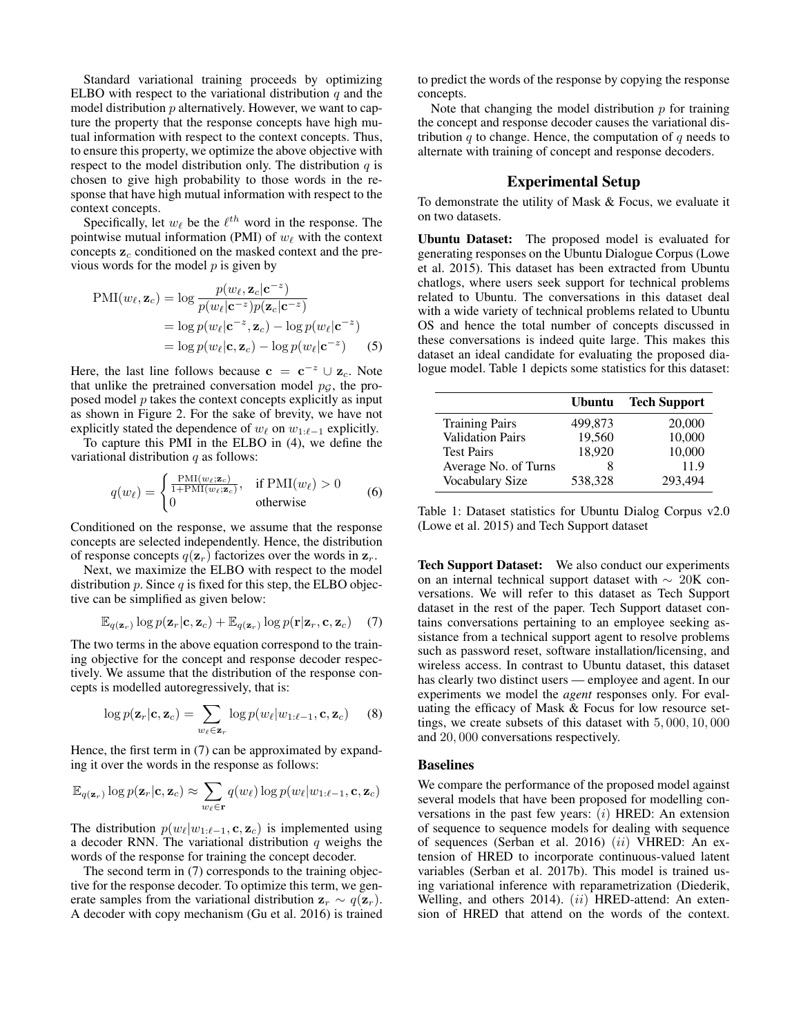Standard variational training proceeds by optimizing ELBO with respect to the variational distribution $q$ and the model distribution $p$ alternatively. However, we want to capture the property that the response concepts have high mutual information with respect to the context concepts. Thus, to ensure this property, we optimize the above objective with respect to the model distribution only. The distribution $q$ is chosen to give high probability to those words in the response that have high mutual information with respect to the context concepts.

Specifically, let $w_\ell$ be the $\ell^{th}$ word in the response. The pointwise mutual information (PMI) of $w_\ell$ with the context concepts $\mathbf{z}_c$ conditioned on the masked context and the previous words for the model $p$ is given by

$$
\begin{aligned}
\text{PMI}(w_\ell, \mathbf{z}_c) &= \log \frac{p(w_\ell, \mathbf{z}_c | \mathbf{c}^{-z})}{p(w_\ell | \mathbf{c}^{-z}) p(\mathbf{z}_c | \mathbf{c}^{-z})} \\
&= \log p(w_\ell | \mathbf{c}^{-z}, \mathbf{z}_c) - \log p(w_\ell | \mathbf{c}^{-z}) \\
&= \log p(w_\ell | \mathbf{c}, \mathbf{z}_c) - \log p(w_\ell | \mathbf{c}^{-z}) \quad (5)
\end{aligned}
$$

Here, the last line follows because $\mathbf{c} = \mathbf{c}^{-z} \cup \mathbf{z}_c$. Note that unlike the pretrained conversation model $p_{\mathcal{G}}$, the proposed model $p$ takes the context concepts explicitly as input as shown in Figure 2. For the sake of brevity, we have not explicitly stated the dependence of $w_\ell$ on $w_{1:\ell-1}$ explicitly.

To capture this PMI in the ELBO in (4), we define the variational distribution $q$ as follows:

$$
q(w_\ell) = \begin{cases} \frac{\text{PMI}(w_\ell; \mathbf{z}_c)}{1 + \text{PMI}(w_\ell; \mathbf{z}_c)}, & \text{if PMI}(w_\ell) > 0 \\ 0 & \text{otherwise} \end{cases} \quad (6)
$$

Conditioned on the response, we assume that the response concepts are selected independently. Hence, the distribution of response concepts $q(\mathbf{z}_r)$ factorizes over the words in $\mathbf{z}_r$.

Next, we maximize the ELBO with respect to the model distribution $p$. Since $q$ is fixed for this step, the ELBO objective can be simplified as given below:

$$
\mathbb{E}_{q(\mathbf{z}_r)} \log p(\mathbf{z}_r | \mathbf{c}, \mathbf{z}_c) + \mathbb{E}_{q(\mathbf{z}_r)} \log p(\mathbf{r} | \mathbf{z}_r, \mathbf{c}, \mathbf{z}_c) \quad (7)
$$

The two terms in the above equation correspond to the training objective for the concept and response decoder respectively. We assume that the distribution of the response concepts is modelled autoregressively, that is:

$$
\log p(\mathbf{z}_r | \mathbf{c}, \mathbf{z}_c) = \sum_{w_\ell \in \mathbf{z}_r} \log p(w_\ell | w_{1:\ell-1}, \mathbf{c}, \mathbf{z}_c) \quad (8)
$$

Hence, the first term in (7) can be approximated by expanding it over the words in the response as follows:

$$
\mathbb{E}_{q(\mathbf{z}_r)} \log p(\mathbf{z}_r | \mathbf{c}, \mathbf{z}_c) \approx \sum_{w_\ell \in \mathbf{r}} q(w_\ell) \log p(w_\ell | w_{1:\ell-1}, \mathbf{c}, \mathbf{z}_c)
$$

The distribution $p(w_\ell | w_{1:\ell-1}, \mathbf{c}, \mathbf{z}_c)$ is implemented using a decoder RNN. The variational distribution $q$ weighs the words of the response for training the concept decoder.

The second term in (7) corresponds to the training objective for the response decoder. To optimize this term, we generate samples from the variational distribution $\mathbf{z}_r \sim q(\mathbf{z}_r)$. A decoder with copy mechanism (Gu et al. 2016) is trained to predict the words of the response by copying the response concepts.

Note that changing the model distribution $p$ for training the concept and response decoder causes the variational distribution $q$ to change. Hence, the computation of $q$ needs to alternate with training of concept and response decoders.

## Experimental Setup

To demonstrate the utility of Mask & Focus, we evaluate it on two datasets.

**Ubuntu Dataset:** The proposed model is evaluated for generating responses on the Ubuntu Dialogue Corpus (Lowe et al. 2015). This dataset has been extracted from Ubuntu chatlogs, where users seek support for technical problems related to Ubuntu. The conversations in this dataset deal with a wide variety of technical problems related to Ubuntu OS and hence the total number of concepts discussed in these conversations is indeed quite large. This makes this dataset an ideal candidate for evaluating the proposed dialogue model. Table 1 depicts some statistics for this dataset:

| | Ubuntu | Tech Support |
|---|---|---|
| Training Pairs | 499,873 | 20,000 |
| Validation Pairs | 19,560 | 10,000 |
| Test Pairs | 18,920 | 10,000 |
| Average No. of Turns | 8 | 11.9 |
| Vocabulary Size | 538,328 | 293,494 |

Table 1: Dataset statistics for Ubuntu Dialog Corpus v2.0 (Lowe et al. 2015) and Tech Support dataset

**Tech Support Dataset:** We also conduct our experiments on an internal technical support dataset with $\sim$ 20K conversations. We will refer to this dataset as Tech Support dataset in the rest of the paper. Tech Support dataset contains conversations pertaining to an employee seeking assistance from a technical support agent to resolve problems such as password reset, software installation/licensing, and wireless access. In contrast to Ubuntu dataset, this dataset has clearly two distinct users — employee and agent. In our experiments we model the *agent* responses only. For evaluating the efficacy of Mask & Focus for low resource settings, we create subsets of this dataset with $5,000, 10,000$ and $20,000$ conversations respectively.

### Baselines

We compare the performance of the proposed model against several models that have been proposed for modelling conversations in the past few years: $(i)$ HRED: An extension of sequence to sequence models for dealing with sequence of sequences (Serban et al. 2016) $(ii)$ VHRED: An extension of HRED to incorporate continuous-valued latent variables (Serban et al. 2017b). This model is trained using variational inference with reparametrization (Diederik, Welling, and others 2014). $(ii)$ HRED-attend: An extension of HRED that attend on the words of the context.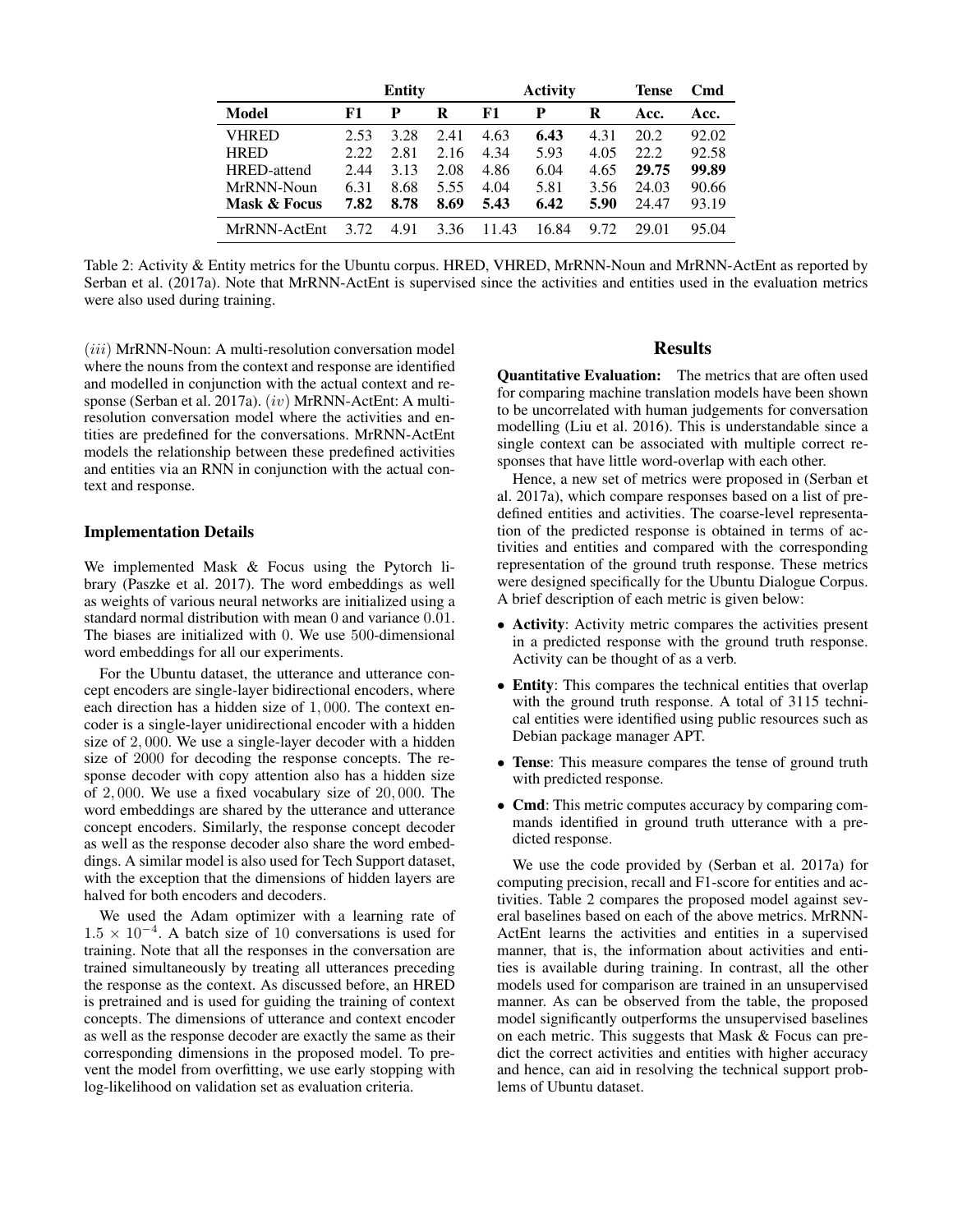| | Entity | | | Activity | | | Tense | Cmd |
|---|---|---|---|---|---|---|---|---|
| **Model** | **F1** | **P** | **R** | **F1** | **P** | **R** | **Acc.** | **Acc.** |
| VHRED | 2.53 | 3.28 | 2.41 | 4.63 | **6.43** | 4.31 | 20.2 | 92.02 |
| HRED | 2.22 | 2.81 | 2.16 | 4.34 | 5.93 | 4.05 | 22.2 | 92.58 |
| HRED-attend | 2.44 | 3.13 | 2.08 | 4.86 | 6.04 | 4.65 | **29.75** | **99.89** |
| MrRNN-Noun | 6.31 | 8.68 | 5.55 | 4.04 | 5.81 | 3.56 | 24.03 | 90.66 |
| **Mask & Focus** | **7.82** | **8.78** | **8.69** | **5.43** | **6.42** | **5.90** | 24.47 | 93.19 |
| MrRNN-ActEnt | 3.72 | 4.91 | 3.36 | 11.43 | 16.84 | 9.72 | 29.01 | 95.04 |

Table 2: Activity & Entity metrics for the Ubuntu corpus. HRED, VHRED, MrRNN-Noun and MrRNN-ActEnt as reported by Serban et al. (2017a). Note that MrRNN-ActEnt is supervised since the activities and entities used in the evaluation metrics were also used during training.

(*iii*) MrRNN-Noun: A multi-resolution conversation model where the nouns from the context and response are identified and modelled in conjunction with the actual context and response (Serban et al. 2017a). (*iv*) MrRNN-ActEnt: A multi-resolution conversation model where the activities and entities are predefined for the conversations. MrRNN-ActEnt models the relationship between these predefined activities and entities via an RNN in conjunction with the actual context and response.

## Implementation Details

We implemented Mask & Focus using the Pytorch library (Paszke et al. 2017). The word embeddings as well as weights of various neural networks are initialized using a standard normal distribution with mean $0$ and variance $0.01$. The biases are initialized with $0$. We use $500$-dimensional word embeddings for all our experiments.

For the Ubuntu dataset, the utterance and utterance concept encoders are single-layer bidirectional encoders, where each direction has a hidden size of $1,000$. The context encoder is a single-layer unidirectional encoder with a hidden size of $2,000$. We use a single-layer decoder with a hidden size of $2000$ for decoding the response concepts. The response decoder with copy attention also has a hidden size of $2,000$. We use a fixed vocabulary size of $20,000$. The word embeddings are shared by the utterance and utterance concept encoders. Similarly, the response concept decoder as well as the response decoder also share the word embeddings. A similar model is also used for Tech Support dataset, with the exception that the dimensions of hidden layers are halved for both encoders and decoders.

We used the Adam optimizer with a learning rate of $1.5 \times 10^{-4}$. A batch size of 10 conversations is used for training. Note that all the responses in the conversation are trained simultaneously by treating all utterances preceding the response as the context. As discussed before, an HRED is pretrained and is used for guiding the training of context concepts. The dimensions of utterance and context encoder as well as the response decoder are exactly the same as their corresponding dimensions in the proposed model. To prevent the model from overfitting, we use early stopping with log-likelihood on validation set as evaluation criteria.

## Results

**Quantitative Evaluation:** The metrics that are often used for comparing machine translation models have been shown to be uncorrelated with human judgements for conversation modelling (Liu et al. 2016). This is understandable since a single context can be associated with multiple correct responses that have little word-overlap with each other.

Hence, a new set of metrics were proposed in (Serban et al. 2017a), which compare responses based on a list of predefined entities and activities. The coarse-level representation of the predicted response is obtained in terms of activities and entities and compared with the corresponding representation of the ground truth response. These metrics were designed specifically for the Ubuntu Dialogue Corpus. A brief description of each metric is given below:

- **Activity**: Activity metric compares the activities present in a predicted response with the ground truth response. Activity can be thought of as a verb.
- **Entity**: This compares the technical entities that overlap with the ground truth response. A total of 3115 technical entities were identified using public resources such as Debian package manager APT.
- **Tense**: This measure compares the tense of ground truth with predicted response.
- **Cmd**: This metric computes accuracy by comparing commands identified in ground truth utterance with a predicted response.

We use the code provided by (Serban et al. 2017a) for computing precision, recall and F1-score for entities and activities. Table 2 compares the proposed model against several baselines based on each of the above metrics. MrRNN-ActEnt learns the activities and entities in a supervised manner, that is, the information about activities and entities is available during training. In contrast, all the other models used for comparison are trained in an unsupervised manner. As can be observed from the table, the proposed model significantly outperforms the unsupervised baselines on each metric. This suggests that Mask & Focus can predict the correct activities and entities with higher accuracy and hence, can aid in resolving the technical support problems of Ubuntu dataset.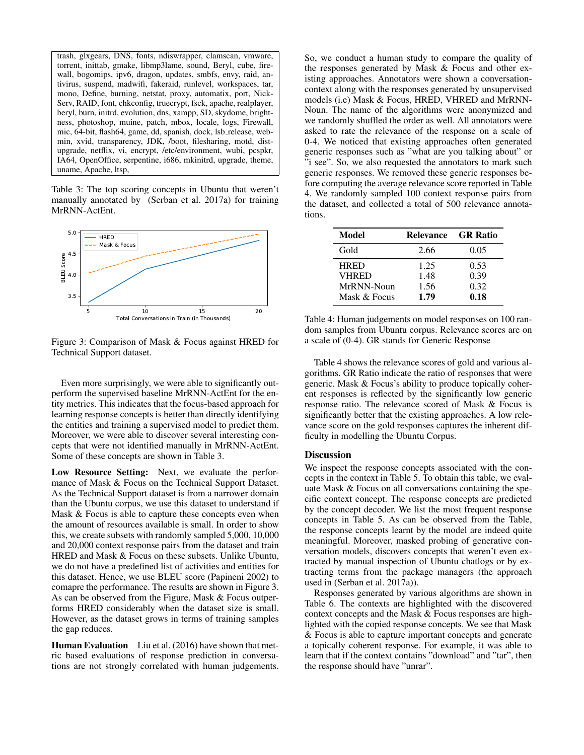| trash, glxgears, DNS, fonts, ndiswrapper, clamscan, vmware, torrent, inittab, gmake, libmp3lame, sound, Beryl, cube, firewall, bogomips, ipv6, dragon, updates, smbfs, envy, raid, antivirus, suspend, madwifi, fakeraid, runlevel, workspaces, tar, mono, Define, burning, netstat, proxy, automatix, port, NickServ, RAID, font, chkconfig, truecrypt, fsck, apache, realplayer, beryl, burn, initrd, evolution, dns, xampp, SD, skydome, brightness, photoshop, muine, patch, mbox, locale, logs, Firewall, mic, 64-bit, flash64, game, dd, spanish, dock, lsb_release, webmin, xvid, transparency, JDK, /boot, filesharing, motd, dist-upgrade, netflix, vi, encrypt, /etc/environment, wubi, pcspkr, IA64, OpenOffice, serpentine, i686, mkinitrd, upgrade, theme, uname, Apache, ltsp, |
|---|

Table 3: The top scoring concepts in Ubuntu that weren't manually annotated by (Serban et al. 2017a) for training MrRNN-ActEnt.

Figure 3: Comparison of Mask & Focus against HRED for Technical Support dataset.

Even more surprisingly, we were able to significantly outperform the supervised baseline MrRNN-ActEnt for the entity metrics. This indicates that the focus-based approach for learning response concepts is better than directly identifying the entities and training a supervised model to predict them. Moreover, we were able to discover several interesting concepts that were not identified manually in MrRNN-ActEnt. Some of these concepts are shown in Table 3.

**Low Resource Setting:** Next, we evaluate the performance of Mask & Focus on the Technical Support Dataset. As the Technical Support dataset is from a narrower domain than the Ubuntu corpus, we use this dataset to understand if Mask & Focus is able to capture these concepts even when the amount of resources available is small. In order to show this, we create subsets with randomly sampled 5,000, 10,000 and 20,000 context response pairs from the dataset and train HRED and Mask & Focus on these subsets. Unlike Ubuntu, we do not have a predefined list of activities and entities for this dataset. Hence, we use BLEU score (Papineni 2002) to comapre the performance. The results are shown in Figure 3. As can be observed from the Figure, Mask & Focus outperforms HRED considerably when the dataset size is small. However, as the dataset grows in terms of training samples the gap reduces.

**Human Evaluation** Liu et al. (2016) have shown that metric based evaluations of response prediction in conversations are not strongly correlated with human judgements. So, we conduct a human study to compare the quality of the responses generated by Mask & Focus and other existing approaches. Annotators were shown a conversation-context along with the responses generated by unsupervised models (i.e) Mask & Focus, HRED, VHRED and MrRNN-Noun. The name of the algorithms were anonymized and we randomly shuffled the order as well. All annotators were asked to rate the relevance of the response on a scale of 0-4. We noticed that existing approaches often generated generic responses such as "what are you talking about" or "i see". So, we also requested the annotators to mark such generic responses. We removed these generic responses before computing the average relevance score reported in Table 4. We randomly sampled 100 context response pairs from the dataset, and collected a total of 500 relevance annotations.

| Model | Relevance | GR Ratio |
|---|---|---|
| Gold | 2.66 | 0.05 |
| HRED | 1.25 | 0.53 |
| VHRED | 1.48 | 0.39 |
| MrRNN-Noun | 1.56 | 0.32 |
| Mask & Focus | **1.79** | **0.18** |

Table 4: Human judgements on model responses on 100 random samples from Ubuntu corpus. Relevance scores are on a scale of (0-4). GR stands for Generic Response

Table 4 shows the relevance scores of gold and various algorithms. GR Ratio indicate the ratio of responses that were generic. Mask & Focus's ability to produce topically coherent responses is reflected by the significantly low generic response ratio. The relevance scored of Mask & Focus is significantly better that the existing approaches. A low relevance score on the gold responses captures the inherent difficulty in modelling the Ubuntu Corpus.

## Discussion

We inspect the response concepts associated with the concepts in the context in Table 5. To obtain this table, we evaluate Mask & Focus on all conversations containing the specific context concept. The response concepts are predicted by the concept decoder. We list the most frequent response concepts in Table 5. As can be observed from the Table, the response concepts learnt by the model are indeed quite meaningful. Moreover, masked probing of generative conversation models, discovers concepts that weren't even extracted by manual inspection of Ubuntu chatlogs or by extracting terms from the package managers (the approach used in (Serban et al. 2017a)).

Responses generated by various algorithms are shown in Table 6. The contexts are highlighted with the discovered context concepts and the Mask & Focus responses are highlighted with the copied response concepts. We see that Mask & Focus is able to capture important concepts and generate a topically coherent response. For example, it was able to learn that if the context contains "download" and "tar", then the response should have "unrar".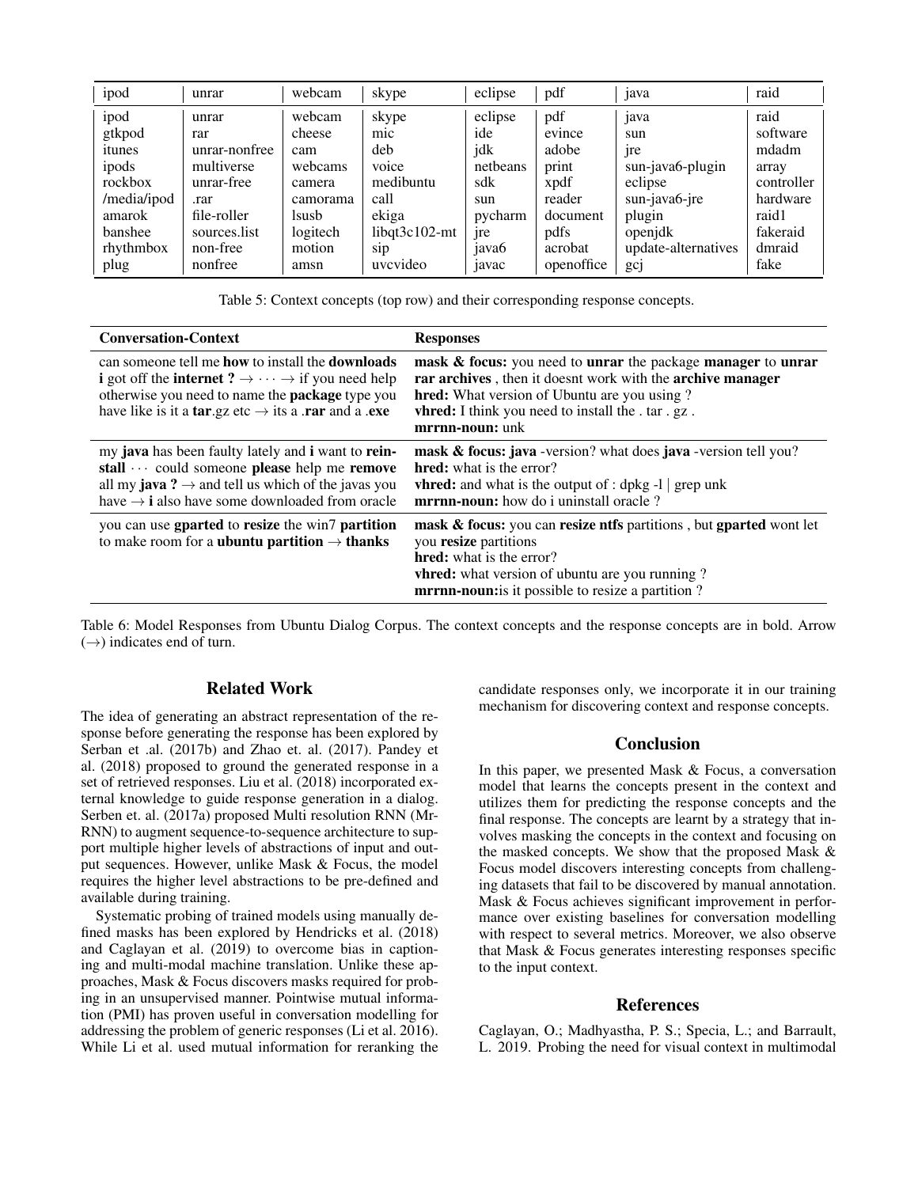| ipod | unrar | webcam | skype | eclipse | pdf | java | raid |
|---|---|---|---|---|---|---|---|
| ipod | unrar | webcam | skype | eclipse | pdf | java | raid |
| gtkpod | rar | cheese | mic | ide | evince | sun | software |
| itunes | unrar-nonfree | cam | deb | jdk | adobe | jre | mdadm |
| ipods | multiverse | webcams | voice | netbeans | print | sun-java6-plugin | array |
| rockbox | unrar-free | camera | medibuntu | sdk | xpdf | eclipse | controller |
| /media/ipod | .rar | camorama | call | sun | reader | sun-java6-jre | hardware |
| amarok | file-roller | lsusb | ekiga | pycharm | document | plugin | raid1 |
| banshee | sources.list | logitech | libqt3c102-mt | jre | pdfs | openjdk | fakeraid |
| rhythmbox | non-free | motion | sip | java6 | acrobat | update-alternatives | dmraid |
| plug | nonfree | amsn | uvcvideo | javac | openoffice | gcj | fake |

Table 5: Context concepts (top row) and their corresponding response concepts.

| Conversation-Context | Responses |
|---|---|
| can someone tell me **how** to install the **downloads** **i** got off the **internet ?** $\rightarrow \cdots \rightarrow$ if you need help otherwise you need to name the **package** type you have like is it a **tar**.gz etc $\rightarrow$ its a .**rar** and a .**exe** | **mask & focus:** you need to **unrar** the package **manager** to **unrar** **rar archives** , then it doesnt work with the **archive manager**<br>**hred:** What version of Ubuntu are you using ?<br>**vhred:** I think you need to install the . tar . gz .<br>**mrrnn-noun:** unk |
| my **java** has been faulty lately and **i** want to **reinstall** $\cdots$ could someone **please** help me **remove** all my **java ?** $\rightarrow$ and tell us which of the javas you have $\rightarrow$ **i** also have some downloaded from oracle | **mask & focus: java** -version? what does **java** -version tell you?<br>**hred:** what is the error?<br>**vhred:** and what is the output of : dpkg -l \| grep unk<br>**mrrnn-noun:** how do i uninstall oracle ? |
| you can use **gparted** to **resize** the win7 **partition** to make room for a **ubuntu partition** $\rightarrow$ **thanks** | **mask & focus:** you can **resize ntfs** partitions , but **gparted** wont let you **resize** partitions<br>**hred:** what is the error?<br>**vhred:** what version of ubuntu are you running ?<br>**mrrnn-noun:**is it possible to resize a partition ? |

Table 6: Model Responses from Ubuntu Dialog Corpus. The context concepts and the response concepts are in bold. Arrow ($\rightarrow$) indicates end of turn.

## Related Work

The idea of generating an abstract representation of the response before generating the response has been explored by Serban et .al. (2017b) and Zhao et. al. (2017). Pandey et al. (2018) proposed to ground the generated response in a set of retrieved responses. Liu et al. (2018) incorporated external knowledge to guide response generation in a dialog. Serben et. al. (2017a) proposed Multi resolution RNN (MrRNN) to augment sequence-to-sequence architecture to support multiple higher levels of abstractions of input and output sequences. However, unlike Mask & Focus, the model requires the higher level abstractions to be pre-defined and available during training.

Systematic probing of trained models using manually defined masks has been explored by Hendricks et al. (2018) and Caglayan et al. (2019) to overcome bias in captioning and multi-modal machine translation. Unlike these approaches, Mask & Focus discovers masks required for probing in an unsupervised manner. Pointwise mutual information (PMI) has proven useful in conversation modelling for addressing the problem of generic responses (Li et al. 2016). While Li et al. used mutual information for reranking the candidate responses only, we incorporate it in our training mechanism for discovering context and response concepts.

## Conclusion

In this paper, we presented Mask & Focus, a conversation model that learns the concepts present in the context and utilizes them for predicting the response concepts and the final response. The concepts are learnt by a strategy that involves masking the concepts in the context and focusing on the masked concepts. We show that the proposed Mask & Focus model discovers interesting concepts from challenging datasets that fail to be discovered by manual annotation. Mask & Focus achieves significant improvement in performance over existing baselines for conversation modelling with respect to several metrics. Moreover, we also observe that Mask & Focus generates interesting responses specific to the input context.

## References

Caglayan, O.; Madhyastha, P. S.; Specia, L.; and Barrault, L. 2019. Probing the need for visual context in multimodal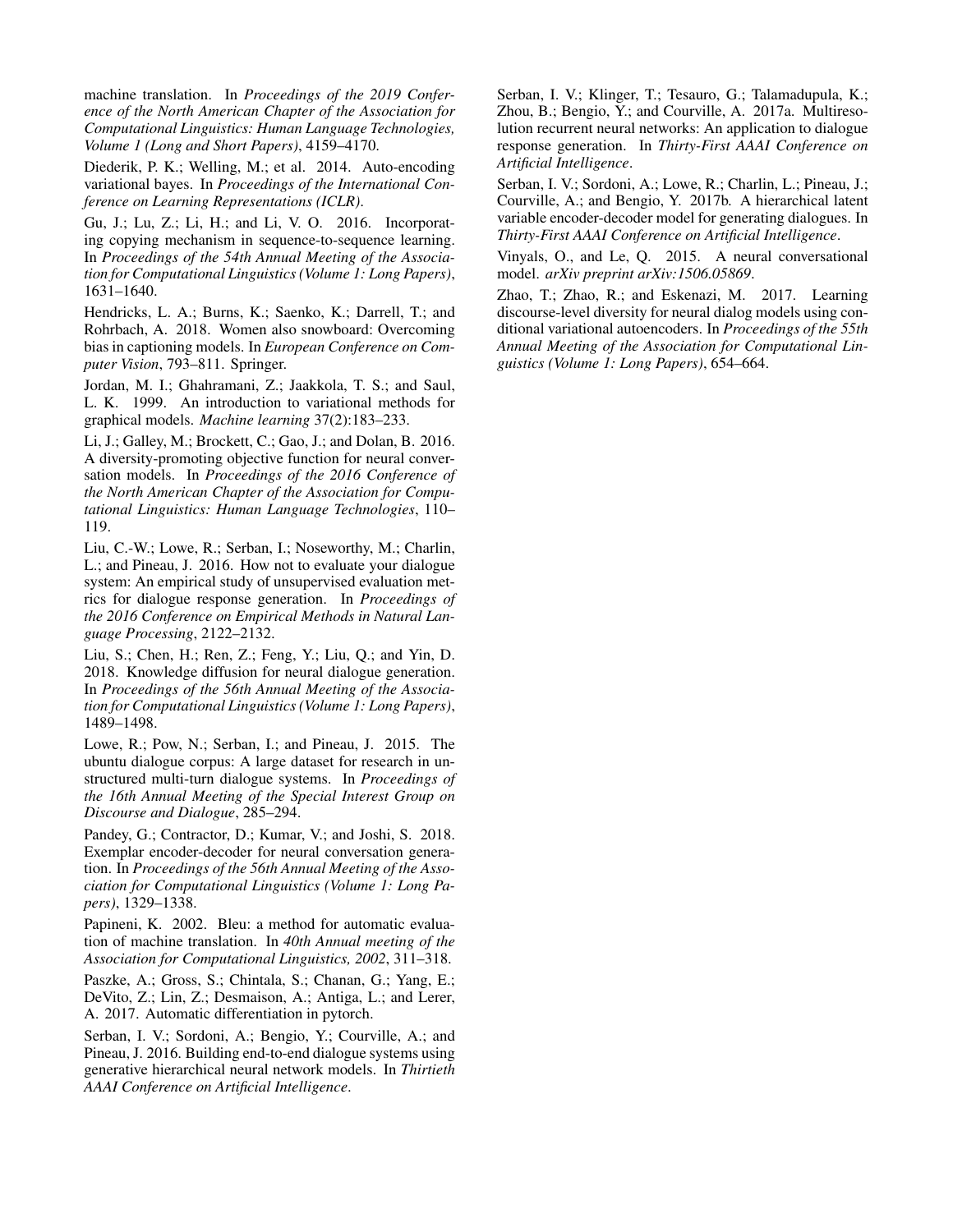machine translation. In *Proceedings of the 2019 Conference of the North American Chapter of the Association for Computational Linguistics: Human Language Technologies, Volume 1 (Long and Short Papers)*, 4159–4170.

Diederik, P. K.; Welling, M.; et al. 2014. Auto-encoding variational bayes. In *Proceedings of the International Conference on Learning Representations (ICLR)*.

Gu, J.; Lu, Z.; Li, H.; and Li, V. O. 2016. Incorporating copying mechanism in sequence-to-sequence learning. In *Proceedings of the 54th Annual Meeting of the Association for Computational Linguistics (Volume 1: Long Papers)*, 1631–1640.

Hendricks, L. A.; Burns, K.; Saenko, K.; Darrell, T.; and Rohrbach, A. 2018. Women also snowboard: Overcoming bias in captioning models. In *European Conference on Computer Vision*, 793–811. Springer.

Jordan, M. I.; Ghahramani, Z.; Jaakkola, T. S.; and Saul, L. K. 1999. An introduction to variational methods for graphical models. *Machine learning* 37(2):183–233.

Li, J.; Galley, M.; Brockett, C.; Gao, J.; and Dolan, B. 2016. A diversity-promoting objective function for neural conversation models. In *Proceedings of the 2016 Conference of the North American Chapter of the Association for Computational Linguistics: Human Language Technologies*, 110–119.

Liu, C.-W.; Lowe, R.; Serban, I.; Noseworthy, M.; Charlin, L.; and Pineau, J. 2016. How not to evaluate your dialogue system: An empirical study of unsupervised evaluation metrics for dialogue response generation. In *Proceedings of the 2016 Conference on Empirical Methods in Natural Language Processing*, 2122–2132.

Liu, S.; Chen, H.; Ren, Z.; Feng, Y.; Liu, Q.; and Yin, D. 2018. Knowledge diffusion for neural dialogue generation. In *Proceedings of the 56th Annual Meeting of the Association for Computational Linguistics (Volume 1: Long Papers)*, 1489–1498.

Lowe, R.; Pow, N.; Serban, I.; and Pineau, J. 2015. The ubuntu dialogue corpus: A large dataset for research in unstructured multi-turn dialogue systems. In *Proceedings of the 16th Annual Meeting of the Special Interest Group on Discourse and Dialogue*, 285–294.

Pandey, G.; Contractor, D.; Kumar, V.; and Joshi, S. 2018. Exemplar encoder-decoder for neural conversation generation. In *Proceedings of the 56th Annual Meeting of the Association for Computational Linguistics (Volume 1: Long Papers)*, 1329–1338.

Papineni, K. 2002. Bleu: a method for automatic evaluation of machine translation. In *40th Annual meeting of the Association for Computational Linguistics, 2002*, 311–318.

Paszke, A.; Gross, S.; Chintala, S.; Chanan, G.; Yang, E.; DeVito, Z.; Lin, Z.; Desmaison, A.; Antiga, L.; and Lerer, A. 2017. Automatic differentiation in pytorch.

Serban, I. V.; Sordoni, A.; Bengio, Y.; Courville, A.; and Pineau, J. 2016. Building end-to-end dialogue systems using generative hierarchical neural network models. In *Thirtieth AAAI Conference on Artificial Intelligence*.

Serban, I. V.; Klinger, T.; Tesauro, G.; Talamadupula, K.; Zhou, B.; Bengio, Y.; and Courville, A. 2017a. Multiresolution recurrent neural networks: An application to dialogue response generation. In *Thirty-First AAAI Conference on Artificial Intelligence*.

Serban, I. V.; Sordoni, A.; Lowe, R.; Charlin, L.; Pineau, J.; Courville, A.; and Bengio, Y. 2017b. A hierarchical latent variable encoder-decoder model for generating dialogues. In *Thirty-First AAAI Conference on Artificial Intelligence*.

Vinyals, O., and Le, Q. 2015. A neural conversational model. *arXiv preprint arXiv:1506.05869*.

Zhao, T.; Zhao, R.; and Eskenazi, M. 2017. Learning discourse-level diversity for neural dialog models using conditional variational autoencoders. In *Proceedings of the 55th Annual Meeting of the Association for Computational Linguistics (Volume 1: Long Papers)*, 654–664.